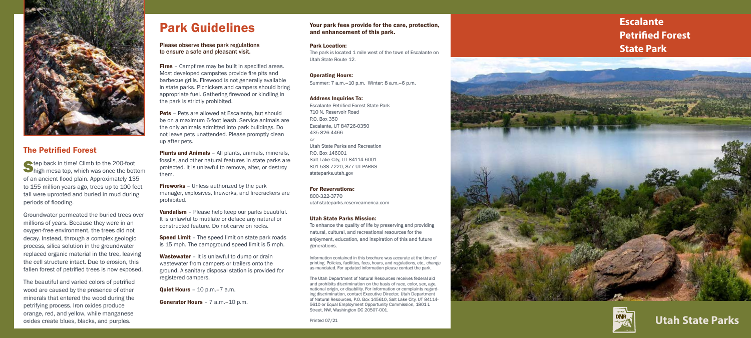## The Petrified Forest

Step back in time! Climb to the 200-foot high mesa top, which was once the bottom of an ancient flood plain. Approximately 135 to 155 million years ago, trees up to 100 feet tall were uprooted and buried in mud during periods of flooding.

Groundwater permeated the buried trees over millions of years. Because they were in an oxygen-free environment, the trees did not decay. Instead, through a complex geologic process, silica solution in the groundwater replaced organic material in the tree, leaving the cell structure intact. Due to erosion, this fallen forest of petrified trees is now exposed.

The beautiful and varied colors of petrified wood are caused by the presence of other minerals that entered the wood during the petrifying process. Iron oxides produce orange, red, and yellow, while manganese oxides create blues, blacks, and purples.

# Park Guidelines

Please observe these park regulations to ensure a safe and pleasant visit.

**Fires** – Campfires may be built in specified areas. Most developed campsites provide fire pits and barbecue grills. Firewood is not generally available in state parks. Picnickers and campers should bring appropriate fuel. Gathering firewood or kindling in the park is strictly prohibited.

**Pets** – Pets are allowed at Escalante, but should be on a maximum 6-foot leash. Service animals are the only animals admitted into park buildings. Do not leave pets unattended. Please promptly clean up after pets.

**Plants and Animals** – All plants, animals, minerals, fossils, and other natural features in state parks are protected. It is unlawful to remove, alter, or destroy them.

**Fireworks** – Unless authorized by the park manager, explosives, fireworks, and firecrackers are prohibited.

**Vandalism** – Please help keep our parks beautiful. It is unlawful to mutilate or deface any natural or constructed feature. Do not carve on rocks.

**Speed Limit** – The speed limit on state park roads is 15 mph. The campground speed limit is 5 mph.

**Wastewater** – It is unlawful to dump or drain wastewater from campers or trailers onto the ground. A sanitary disposal station is provided for registered campers.

**Quiet Hours** – 10 p.m.–7 a.m.

**Generator Hours** – 7 a.m.–10 p.m.

**Your park fees provide for the care, protection, and enhancement of this park.**

**Park Location:**
The park is located 1 mile west of the town of Escalante on Utah State Route 12.

**Operating Hours:**
Summer: 7 a.m.–10 p.m. Winter: 8 a.m.–6 p.m.

**Address Inquiries To:**
Escalante Petrified Forest State Park
710 N. Reservoir Road
P.O. Box 350
Escalante, UT 84726-0350
435-826-4466
*or*
Utah State Parks and Recreation
P.O. Box 146001
Salt Lake City, UT 84114-6001
801-538-7220, 877-UT-PARKS
stateparks.utah.gov

**For Reservations:**
800-322-3770
utahstateparks.reserveamerica.com

**Utah State Parks Mission:**
To enhance the quality of life by preserving and providing natural, cultural, and recreational resources for the enjoyment, education, and inspiration of this and future generations.

Information contained in this brochure was accurate at the time of printing. Policies, facilities, fees, hours, and regulations, etc., change as mandated. For updated information please contact the park.

The Utah Department of Natural Resources receives federal aid and prohibits discrimination on the basis of race, color, sex, age, national origin, or disability. For information or complaints regarding discrimination, contact Executive Director, Utah Department of Natural Resources, P.O. Box 145610, Salt Lake City, UT 84114-5610 or Equal Employment Opportunity Commission, 1801 L Street, NW, Washington DC 20507-001.

Printed 07/21

# Escalante Petrified Forest State Park

**Utah State Parks**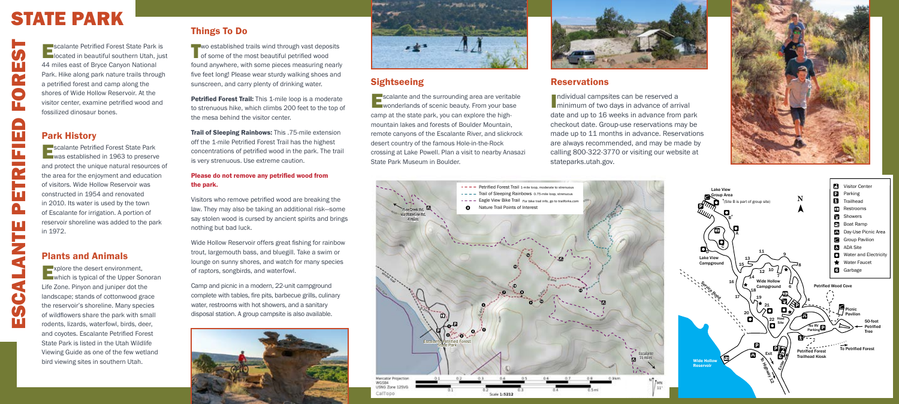# ESCALANTE PETRIFIED FOREST STATE PARK

Escalante Petrified Forest State Park is located in beautiful southern Utah, just 44 miles east of Bryce Canyon National Park. Hike along park nature trails through a petrified forest and camp along the shores of Wide Hollow Reservoir. At the visitor center, examine petrified wood and fossilized dinosaur bones.

## Park History

Escalante Petrified Forest State Park was established in 1963 to preserve and protect the unique natural resources of the area for the enjoyment and education of visitors. Wide Hollow Reservoir was constructed in 1954 and renovated in 2010. Its water is used by the town of Escalante for irrigation. A portion of reservoir shoreline was added to the park in 1972.

## Plants and Animals

Explore the desert environment, which is typical of the Upper Sonoran Life Zone. Pinyon and juniper dot the landscape; stands of cottonwood grace the reservoir's shoreline. Many species of wildflowers share the park with small rodents, lizards, waterfowl, birds, deer, and coyotes. Escalante Petrified Forest State Park is listed in the Utah Wildlife Viewing Guide as one of the few wetland bird viewing sites in southern Utah.

## Things To Do

Two established trails wind through vast deposits of some of the most beautiful petrified wood found anywhere, with some pieces measuring nearly five feet long! Please wear sturdy walking shoes and sunscreen, and carry plenty of drinking water.

**Petrified Forest Trail:** This 1-mile loop is a moderate to strenuous hike, which climbs 200 feet to the top of the mesa behind the visitor center.

**Trail of Sleeping Rainbows:** This .75-mile extension off the 1-mile Petrified Forest Trail has the highest concentrations of petrified wood in the park. The trail is very strenuous. Use extreme caution.

**Please do not remove any petrified wood from the park.**

Visitors who remove petrified wood are breaking the law. They may also be taking an additional risk—some say stolen wood is cursed by ancient spirits and brings nothing but bad luck.

Wide Hollow Reservoir offers great fishing for rainbow trout, largemouth bass, and bluegill. Take a swim or lounge on sunny shores, and watch for many species of raptors, songbirds, and waterfowl.

Camp and picnic in a modern, 22-unit campground complete with tables, fire pits, barbecue grills, culinary water, restrooms with hot showers, and a sanitary disposal station. A group campsite is also available.

## Sightseeing

Escalante and the surrounding area are veritable wonderlands of scenic beauty. From your base camp at the state park, you can explore the high-mountain lakes and forests of Boulder Mountain, remote canyons of the Escalante River, and slickrock desert country of the famous Hole-in-the-Rock crossing at Lake Powell. Plan a visit to nearby Anasazi State Park Museum in Boulder.

## Reservations

Individual campsites can be reserved a minimum of two days in advance of arrival date and up to 16 weeks in advance from park checkout date. Group-use reservations may be made up to 11 months in advance. Reservations are always recommended, and may be made by calling 800-322-3770 or visiting our website at stateparks.utah.gov.

Petrified Forest Trail 1-mile loop, moderate to strenuous
Trail of Sleeping Rainbows 0.75-mile loop, strenuous
Eagle View Bike Trail For bike trail info, go to trailforks.com
Nature Trail Points of Interest

Pine Creek Rd. via Water-ne Rd. 4 miles
Escalante Petrified Forest State Park
Escalante 15 miles
Mercator Projection WGS84 USNG Zone 12SVG
CalTopo
Scale 1:5212
MN 11°

Lake View Group Area
(Site B is part of group site)
Lake View Campground
Wide Hollow Campground
Service Road
Host Site
Petrified Wood Cove
Picnic Pavilion
No RV Parking
50-foot Petrified Tree
To Petrified Forest
Petrified Forest Trailhead Kiosk
Exit
Enter
To Highway 12
Wide Hollow Reservoir

Visitor Center
Parking
Trailhead
Restrooms
Showers
Boat Ramp
Day-Use Picnic Area
Group Pavilion
ADA Site
Water and Electricity
Water Faucet
Garbage